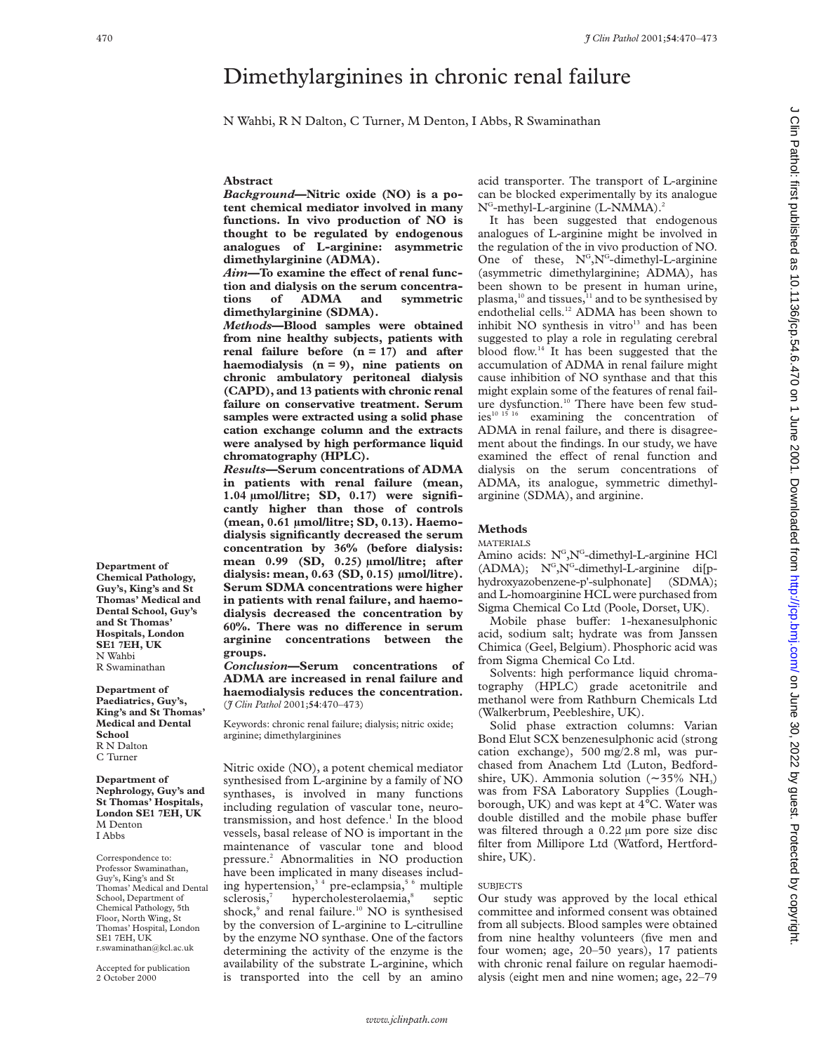# Dimethylarginines in chronic renal failure

N Wahbi, R N Dalton, C Turner, M Denton, I Abbs, R Swaminathan

Department of Chemical Pathology, Guy's, King's and St Thomas' Medical and Dental School, Guy's and St Thomas' Hospitals, London SE1 7EH, UK
N Wahbi
R Swaminathan

Department of Paediatrics, Guy's, King's and St Thomas' Medical and Dental School
R N Dalton
C Turner

Department of Nephrology, Guy's and St Thomas' Hospitals, London SE1 7EH, UK
M Denton
I Abbs

Correspondence to: Professor Swaminathan, Guy's, King's and St Thomas' Medical and Dental School, Department of Chemical Pathology, 5th Floor, North Wing, St Thomas' Hospital, London SE1 7EH, UK
r.swaminathan@kcl.ac.uk

Accepted for publication 2 October 2000

## Abstract

***Background*—Nitric oxide (NO) is a potent chemical mediator involved in many functions. In vivo production of NO is thought to be regulated by endogenous analogues of L-arginine: asymmetric dimethylarginine (ADMA).**

***Aim*—To examine the effect of renal function and dialysis on the serum concentrations of ADMA and symmetric dimethylarginine (SDMA).**

***Methods*—Blood samples were obtained from nine healthy subjects, patients with renal failure before (n = 17) and after haemodialysis (n = 9), nine patients on chronic ambulatory peritoneal dialysis (CAPD), and 13 patients with chronic renal failure on conservative treatment. Serum samples were extracted using a solid phase cation exchange column and the extracts were analysed by high performance liquid chromatography (HPLC).**

***Results*—Serum concentrations of ADMA in patients with renal failure (mean, 1.04 µmol/litre; SD, 0.17) were significantly higher than those of controls (mean, 0.61 µmol/litre; SD, 0.13). Haemodialysis significantly decreased the serum concentration by 36% (before dialysis: mean 0.99 (SD, 0.25) µmol/litre; after dialysis: mean, 0.63 (SD, 0.15) µmol/litre). Serum SDMA concentrations were higher in patients with renal failure, and haemodialysis decreased the concentration by 60%. There was no difference in serum arginine concentrations between the groups.**

***Conclusion*—Serum concentrations of ADMA are increased in renal failure and haemodialysis reduces the concentration.**
(*J Clin Pathol* 2001;**54**:470–473)

Keywords: chronic renal failure; dialysis; nitric oxide; arginine; dimethylarginines

Nitric oxide (NO), a potent chemical mediator synthesised from L-arginine by a family of NO synthases, is involved in many functions including regulation of vascular tone, neurotransmission, and host defence.[1] In the blood vessels, basal release of NO is important in the maintenance of vascular tone and blood pressure.[2] Abnormalities in NO production have been implicated in many diseases including hypertension,[3,4] pre-eclampsia,[5,6] multiple sclerosis,[7] hypercholesterolaemia,[8] septic shock,[9] and renal failure.[10] NO is synthesised by the conversion of L-arginine to L-citrulline by the enzyme NO synthase. One of the factors determining the activity of the enzyme is the availability of the substrate L-arginine, which is transported into the cell by an amino acid transporter. The transport of L-arginine can be blocked experimentally by its analogue $N^G$-methyl-L-arginine (L-NMMA).[2]

It has been suggested that endogenous analogues of L-arginine might be involved in the regulation of the in vivo production of NO. One of these, $N^G$,$N^G$-dimethyl-L-arginine (asymmetric dimethylarginine; ADMA), has been shown to be present in human urine, plasma,[10] and tissues,[11] and to be synthesised by endothelial cells.[12] ADMA has been shown to inhibit NO synthesis in vitro[13] and has been suggested to play a role in regulating cerebral blood flow.[14] It has been suggested that the accumulation of ADMA in renal failure might cause inhibition of NO synthase and that this might explain some of the features of renal failure dysfunction.[10] There have been few studies[10,15,16] examining the concentration of ADMA in renal failure, and there is disagreement about the findings. In our study, we have examined the effect of renal function and dialysis on the serum concentrations of ADMA, its analogue, symmetric dimethylarginine (SDMA), and arginine.

## Methods

### MATERIALS

Amino acids: $N^G$,$N^G$-dimethyl-L-arginine HCl (ADMA); $N^G$,$N^{G'}$-dimethyl-L-arginine di[p-hydroxyazobenzene-p'-sulphonate] (SDMA); and L-homoarginine HCL were purchased from Sigma Chemical Co Ltd (Poole, Dorset, UK).

Mobile phase buffer: 1-hexanesulphonic acid, sodium salt; hydrate was from Janssen Chimica (Geel, Belgium). Phosphoric acid was from Sigma Chemical Co Ltd.

Solvents: high performance liquid chromatography (HPLC) grade acetonitrile and methanol were from Rathburn Chemicals Ltd (Walkerbrum, Peebleshire, UK).

Solid phase extraction columns: Varian Bond Elut SCX benzenesulphonic acid (strong cation exchange), 500 mg/2.8 ml, was purchased from Anachem Ltd (Luton, Bedfordshire, UK). Ammonia solution (~35% $NH_3$) was from FSA Laboratory Supplies (Loughborough, UK) and was kept at 4°C. Water was double distilled and the mobile phase buffer was filtered through a 0.22 µm pore size disc filter from Millipore Ltd (Watford, Hertfordshire, UK).

### SUBJECTS

Our study was approved by the local ethical committee and informed consent was obtained from all subjects. Blood samples were obtained from nine healthy volunteers (five men and four women; age, 20–50 years), 17 patients with chronic renal failure on regular haemodialysis (eight men and nine women; age, 22–79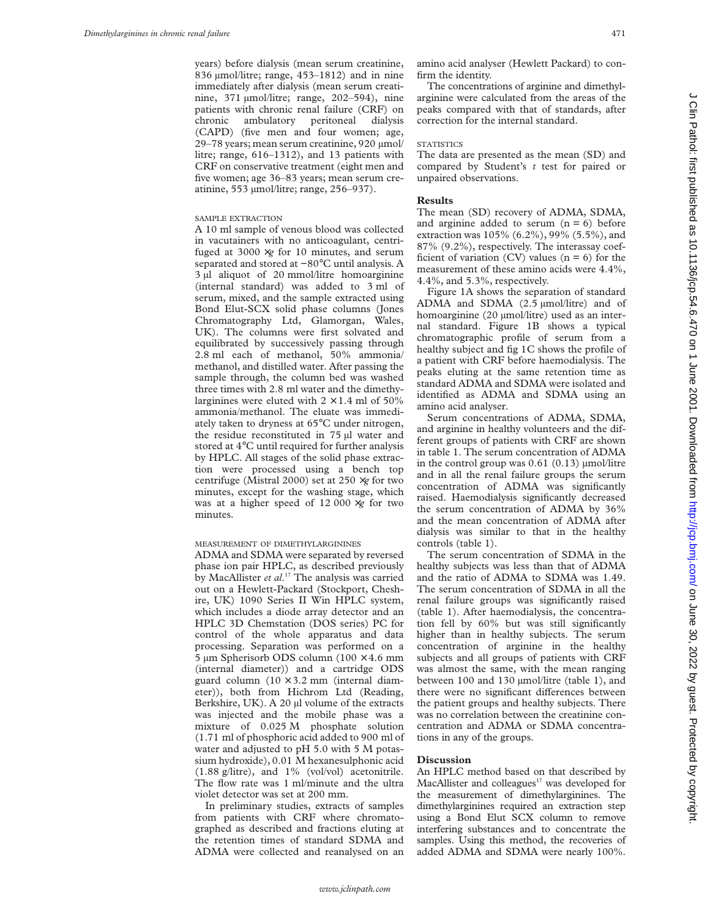years) before dialysis (mean serum creatinine, 836 µmol/litre; range, 453–1812) and in nine immediately after dialysis (mean serum creatinine, 371 µmol/litre; range, 202–594), nine patients with chronic renal failure (CRF) on chronic ambulatory peritoneal dialysis (CAPD) (five men and four women; age, 29–78 years; mean serum creatinine, 920 µmol/litre; range, 616–1312), and 13 patients with CRF on conservative treatment (eight men and five women; age 36–83 years; mean serum creatinine, 553 µmol/litre; range, 256–937).

### SAMPLE EXTRACTION

A 10 ml sample of venous blood was collected in vacutainers with no anticoagulant, centrifuged at 3000 $\times g$ for 10 minutes, and serum separated and stored at −80°C until analysis. A 3 µl aliquot of 20 mmol/litre homoarginine (internal standard) was added to 3 ml of serum, mixed, and the sample extracted using Bond Elut-SCX solid phase columns (Jones Chromatography Ltd, Glamorgan, Wales, UK). The columns were first solvated and equilibrated by successively passing through 2.8 ml each of methanol, 50% ammonia/methanol, and distilled water. After passing the sample through, the column bed was washed three times with 2.8 ml water and the dimethylarginines were eluted with 2 × 1.4 ml of 50% ammonia/methanol. The eluate was immediately taken to dryness at 65°C under nitrogen, the residue reconstituted in 75 µl water and stored at 4°C until required for further analysis by HPLC. All stages of the solid phase extraction were processed using a bench top centrifuge (Mistral 2000) set at 250 $\times g$ for two minutes, except for the washing stage, which was at a higher speed of 12 000 $\times g$ for two minutes.

### MEASUREMENT OF DIMETHYLARGININES

ADMA and SDMA were separated by reversed phase ion pair HPLC, as described previously by MacAllister *et al*.[17] The analysis was carried out on a Hewlett-Packard (Stockport, Cheshire, UK) 1090 Series II Win HPLC system, which includes a diode array detector and an HPLC 3D Chemstation (DOS series) PC for control of the whole apparatus and data processing. Separation was performed on a 5 µm Spherisorb ODS column (100 × 4.6 mm (internal diameter)) and a cartridge ODS guard column (10 × 3.2 mm (internal diameter)), both from Hichrom Ltd (Reading, Berkshire, UK). A 20 µl volume of the extracts was injected and the mobile phase was a mixture of 0.025 M phosphate solution (1.71 ml of phosphoric acid added to 900 ml of water and adjusted to pH 5.0 with 5 M potassium hydroxide), 0.01 M hexanesulphonic acid (1.88 g/litre), and 1% (vol/vol) acetonitrile. The flow rate was 1 ml/minute and the ultra violet detector was set at 200 mm.

In preliminary studies, extracts of samples from patients with CRF where chromatographed as described and fractions eluting at the retention times of standard SDMA and ADMA were collected and reanalysed on an amino acid analyser (Hewlett Packard) to confirm the identity.

The concentrations of arginine and dimethylarginine were calculated from the areas of the peaks compared with that of standards, after correction for the internal standard.

### STATISTICS

The data are presented as the mean (SD) and compared by Student's *t* test for paired or unpaired observations.

## Results

The mean (SD) recovery of ADMA, SDMA, and arginine added to serum (n = 6) before extraction was 105% (6.2%), 99% (5.5%), and 87% (9.2%), respectively. The interassay coefficient of variation (CV) values (n = 6) for the measurement of these amino acids were 4.4%, 4.4%, and 5.3%, respectively.

Figure 1A shows the separation of standard ADMA and SDMA (2.5 µmol/litre) and of homoarginine (20 µmol/litre) used as an internal standard. Figure 1B shows a typical chromatographic profile of serum from a healthy subject and fig 1C shows the profile of a patient with CRF before haemodialysis. The peaks eluting at the same retention time as standard ADMA and SDMA were isolated and identified as ADMA and SDMA using an amino acid analyser.

Serum concentrations of ADMA, SDMA, and arginine in healthy volunteers and the different groups of patients with CRF are shown in table 1. The serum concentration of ADMA in the control group was 0.61 (0.13) µmol/litre and in all the renal failure groups the serum concentration of ADMA was significantly raised. Haemodialysis significantly decreased the serum concentration of ADMA by 36% and the mean concentration of ADMA after dialysis was similar to that in the healthy controls (table 1).

The serum concentration of SDMA in the healthy subjects was less than that of ADMA and the ratio of ADMA to SDMA was 1.49. The serum concentration of SDMA in all the renal failure groups was significantly raised (table 1). After haemodialysis, the concentration fell by 60% but was still significantly higher than in healthy subjects. The serum concentration of arginine in the healthy subjects and all groups of patients with CRF was almost the same, with the mean ranging between 100 and 130 µmol/litre (table 1), and there were no significant differences between the patient groups and healthy subjects. There was no correlation between the creatinine concentration and ADMA or SDMA concentrations in any of the groups.

## Discussion

An HPLC method based on that described by MacAllister and colleagues[17] was developed for the measurement of dimethylarginines. The dimethylarginines required an extraction step using a Bond Elut SCX column to remove interfering substances and to concentrate the samples. Using this method, the recoveries of added ADMA and SDMA were nearly 100%.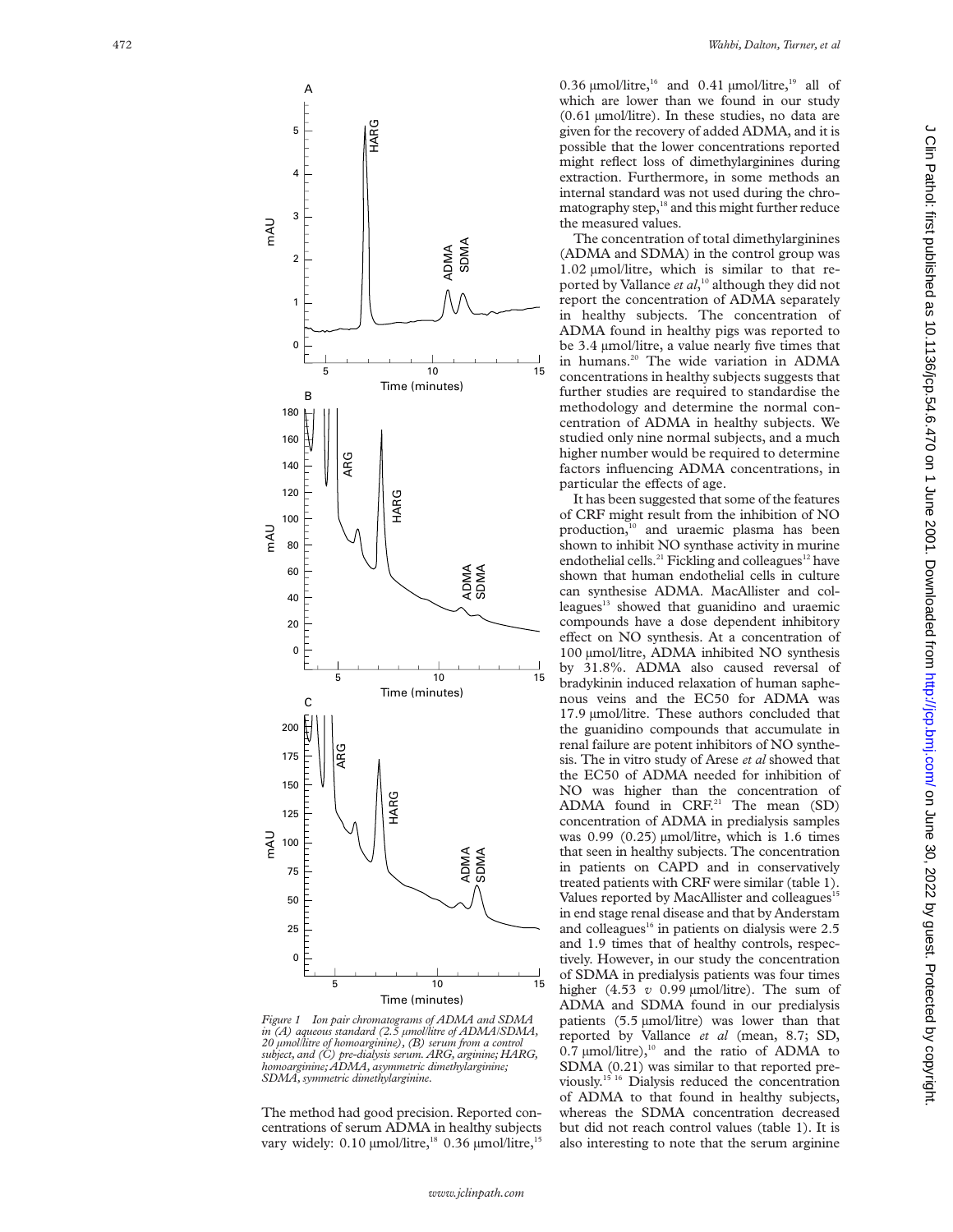Figure 1 Ion pair chromatograms of ADMA and SDMA in (A) aqueous standard (2.5 µmol/litre of ADMA/SDMA, 20 µmol/litre of homoarginine), (B) serum from a control subject, and (C) pre-dialysis serum. ARG, arginine; HARG, homoarginine; ADMA, asymmetric dimethylarginine; SDMA, symmetric dimethylarginine.

The method had good precision. Reported concentrations of serum ADMA in healthy subjects vary widely: 0.10 µmol/litre,[18] 0.36 µmol/litre,[15] 0.36 µmol/litre,[16] and 0.41 µmol/litre,[19] all of which are lower than we found in our study (0.61 µmol/litre). In these studies, no data are given for the recovery of added ADMA, and it is possible that the lower concentrations reported might reflect loss of dimethylarginines during extraction. Furthermore, in some methods an internal standard was not used during the chromatography step,[18] and this might further reduce the measured values.

The concentration of total dimethylarginines (ADMA and SDMA) in the control group was 1.02 µmol/litre, which is similar to that reported by Vallance *et al*,[10] although they did not report the concentration of ADMA separately in healthy subjects. The concentration of ADMA found in healthy pigs was reported to be 3.4 µmol/litre, a value nearly five times that in humans.[20] The wide variation in ADMA concentrations in healthy subjects suggests that further studies are required to standardise the methodology and determine the normal concentration of ADMA in healthy subjects. We studied only nine normal subjects, and a much higher number would be required to determine factors influencing ADMA concentrations, in particular the effects of age.

It has been suggested that some of the features of CRF might result from the inhibition of NO production,[10] and uraemic plasma has been shown to inhibit NO synthase activity in murine endothelial cells.[21] Fickling and colleagues[12] have shown that human endothelial cells in culture can synthesise ADMA. MacAllister and colleagues[13] showed that guanidino and uraemic compounds have a dose dependent inhibitory effect on NO synthesis. At a concentration of 100 µmol/litre, ADMA inhibited NO synthesis by 31.8%. ADMA also caused reversal of bradykinin induced relaxation of human saphenous veins and the EC50 for ADMA was 17.9 µmol/litre. These authors concluded that the guanidino compounds that accumulate in renal failure are potent inhibitors of NO synthesis. The in vitro study of Arese *et al* showed that the EC50 of ADMA needed for inhibition of NO was higher than the concentration of ADMA found in CRF.[21] The mean (SD) concentration of ADMA in predialysis samples was 0.99 (0.25) µmol/litre, which is 1.6 times that seen in healthy subjects. The concentration in patients on CAPD and in conservatively treated patients with CRF were similar (table 1). Values reported by MacAllister and colleagues[15] in end stage renal disease and that by Anderstam and colleagues[16] in patients on dialysis were 2.5 and 1.9 times that of healthy controls, respectively. However, in our study the concentration of SDMA in predialysis patients was four times higher (4.53 *v* 0.99 µmol/litre). The sum of ADMA and SDMA found in our predialysis patients (5.5 µmol/litre) was lower than that reported by Vallance *et al* (mean, 8.7; SD, 0.7 µmol/litre),[10] and the ratio of ADMA to SDMA (0.21) was similar to that reported previously.[15 16] Dialysis reduced the concentration of ADMA to that found in healthy subjects, whereas the SDMA concentration decreased but did not reach control values (table 1). It is also interesting to note that the serum arginine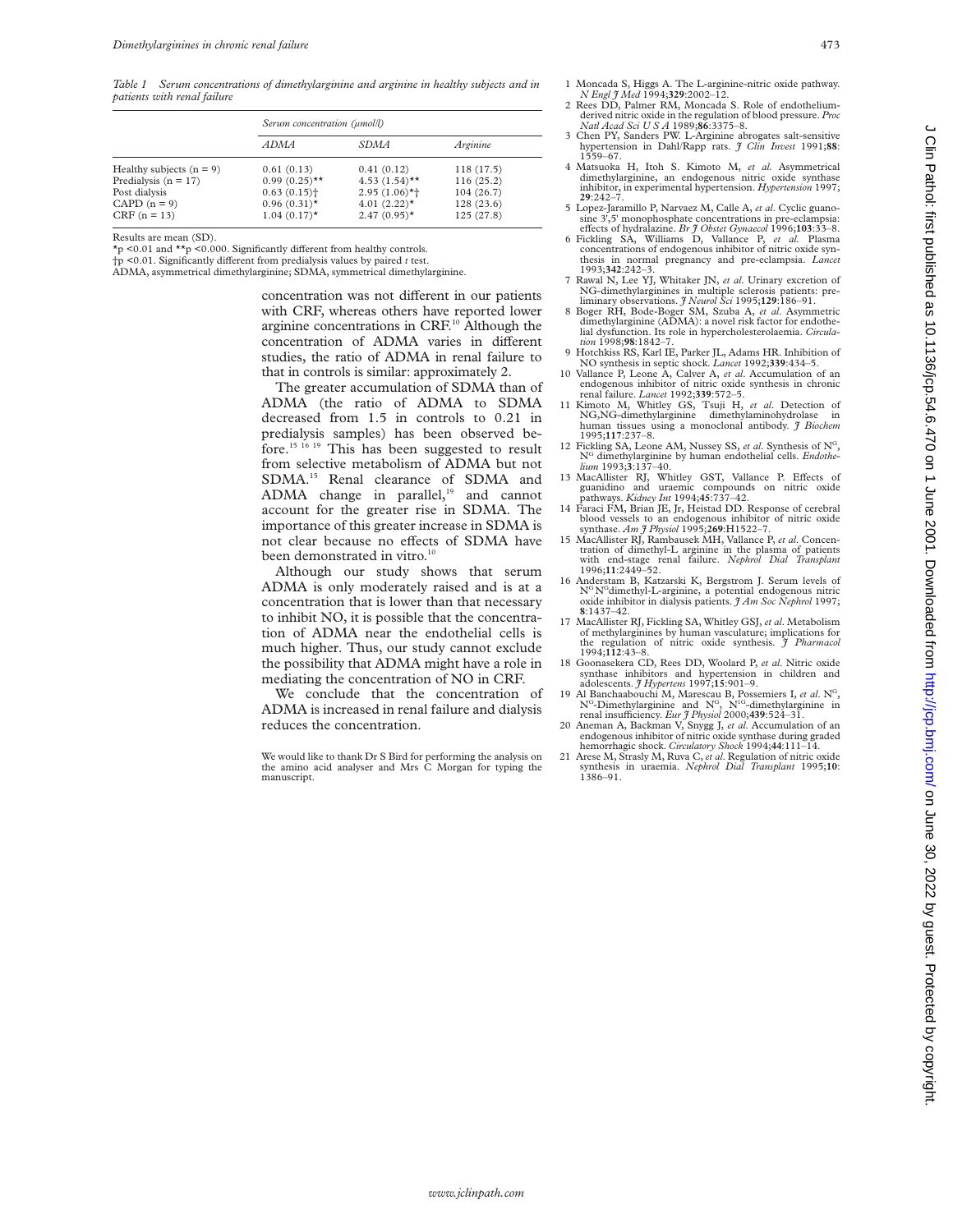*Table 1 Serum concentrations of dimethylarginine and arginine in healthy subjects and in patients with renal failure*

| | Serum concentration (µmol/l) | | |
|---|---|---|---|
| | ADMA | SDMA | Arginine |
| Healthy subjects (n = 9) | 0.61 (0.13) | 0.41 (0.12) | 118 (17.5) |
| Predialysis (n = 17) | 0.99 (0.25)** | 4.53 (1.54)** | 116 (25.2) |
| Post dialysis | 0.63 (0.15)† | 2.95 (1.06)*† | 104 (26.7) |
| CAPD (n = 9) | 0.96 (0.31)* | 4.01 (2.22)* | 128 (23.6) |
| CRF (n = 13) | 1.04 (0.17)* | 2.47 (0.95)* | 125 (27.8) |

Results are mean (SD).

*p <0.01 and **p <0.000. Significantly different from healthy controls.

†p <0.01. Significantly different from predialysis values by paired *t* test.

ADMA, asymmetrical dimethylarginine; SDMA, symmetrical dimethylarginine.

concentration was not different in our patients with CRF, whereas others have reported lower arginine concentrations in CRF.[10] Although the concentration of ADMA varies in different studies, the ratio of ADMA in renal failure to that in controls is similar: approximately 2.

The greater accumulation of SDMA than of ADMA (the ratio of ADMA to SDMA decreased from 1.5 in controls to 0.21 in predialysis samples) has been observed before.[15 16 19] This has been suggested to result from selective metabolism of ADMA but not SDMA.[15] Renal clearance of SDMA and ADMA change in parallel,[19] and cannot account for the greater rise in SDMA. The importance of this greater increase in SDMA is not clear because no effects of SDMA have been demonstrated in vitro.[10]

Although our study shows that serum ADMA is only moderately raised and is at a concentration that is lower than that necessary to inhibit NO, it is possible that the concentration of ADMA near the endothelial cells is much higher. Thus, our study cannot exclude the possibility that ADMA might have a role in mediating the concentration of NO in CRF.

We conclude that the concentration of ADMA is increased in renal failure and dialysis reduces the concentration.

We would like to thank Dr S Bird for performing the analysis on the amino acid analyser and Mrs C Morgan for typing the manuscript.

1 Moncada S, Higgs A. The L-arginine-nitric oxide pathway. *N Engl J Med* 1994;**329**:2002–12.
2 Rees DD, Palmer RM, Moncada S. Role of endothelium-derived nitric oxide in the regulation of blood pressure. *Proc Natl Acad Sci U S A* 1989;**86**:3375–8.
3 Chen PY, Sanders PW. L-Arginine abrogates salt-sensitive hypertension in Dahl/Rapp rats. *J Clin Invest* 1991;**88**: 1559–67.
4 Matsuoka H, Itoh S. Kimoto M, *et al.* Asymmetrical dimethylarginine, an endogenous nitric oxide synthase inhibitor, in experimental hypertension. *Hypertension* 1997; **29**:242–7.
5 Lopez-Jaramillo P, Narvaez M, Calle A, *et al.* Cyclic guanosine 3',5' monophosphate concentrations in pre-eclampsia: effects of hydralazine. *Br J Obstet Gynaecol* 1996;**103**:33–8.
6 Fickling SA, Williams D, Vallance P, *et al.* Plasma concentrations of endogenous inhibitor of nitric oxide synthesis in normal pregnancy and pre-eclampsia. *Lancet* 1993;**342**:242–3.
7 Rawal N, Lee YJ, Whitaker JN, *et al.* Urinary excretion of NG-dimethylarginines in multiple sclerosis patients: preliminary observations. *J Neurol Sci* 1995;**129**:186–91.
8 Boger RH, Bode-Boger SM, Szuba A, *et al.* Asymmetric dimethylarginine (ADMA): a novel risk factor for endothelial dysfunction. Its role in hypercholesterolaemia. *Circulation* 1998;**98**:1842–7.
9 Hotchkiss RS, Karl IE, Parker JL, Adams HR. Inhibition of NO synthesis in septic shock. *Lancet* 1992;**339**:434–5.
10 Vallance P, Leone A, Calver A, *et al.* Accumulation of an endogenous inhibitor of nitric oxide synthesis in chronic renal failure. *Lancet* 1992;**339**:572–5.
11 Kimoto M, Whitley GS, Tsuji H, *et al.* Detection of NG,NG-dimethylarginine dimethylaminohydrolase in human tissues using a monoclonal antibody. *J Biochem* 1995;**117**:237–8.
12 Fickling SA, Leone AM, Nussey SS, *et al.* Synthesis of $N^G$, $N^G$ dimethylarginine by human endothelial cells. *Endothelium* 1993;**3**:137–40.
13 MacAllister RJ, Whitley GST, Vallance P. Effects of guanidino and uraemic compounds on nitric oxide pathways. *Kidney Int* 1994;**45**:737–42.
14 Faraci FM, Brian JE, Jr, Heistad DD. Response of cerebral blood vessels to an endogenous inhibitor of nitric oxide synthase. *Am J Physiol* 1995;**269**:H1522–7.
15 MacAllister RJ, Rambausek MH, Vallance P, *et al.* Concentration of dimethyl-L arginine in the plasma of patients with end-stage renal failure. *Nephrol Dial Transplant* 1996;**11**:2449–52.
16 Anderstam B, Katzarski K, Bergstrom J. Serum levels of $N^G N^G$dimethyl-L-arginine, a potential endogenous nitric oxide inhibitor in dialysis patients. *J Am Soc Nephrol* 1997; **8**:1437–42.
17 MacAllister RJ, Fickling SA, Whitley GSJ, *et al.* Metabolism of methylarginines by human vasculature; implications for the regulation of nitric oxide synthesis. *J Pharmacol* 1994;**112**:43–8.
18 Goonasekera CD, Rees DD, Woolard P, *et al.* Nitric oxide synthase inhibitors and hypertension in children and adolescents. *J Hypertens* 1997;**15**:901–9.
19 Al Banchaabouchi M, Marescau B, Possemiers I, *et al.* $N^G$, $N^G$-Dimethylarginine and $N^G$, $N^{'G}$-dimethylarginine in renal insufficiency. *Eur J Physiol* 2000;**439**:524–31.
20 Aneman A, Backman V, Snygg J, *et al.* Accumulation of an endogenous inhibitor of nitric oxide synthase during graded hemorrhagic shock. *Circulatory Shock* 1994;**44**:111–14.
21 Arese M, Strasly M, Ruva C, *et al.* Regulation of nitric oxide synthesis in uraemia. *Nephrol Dial Transplant* 1995;**10**: 1386–91.